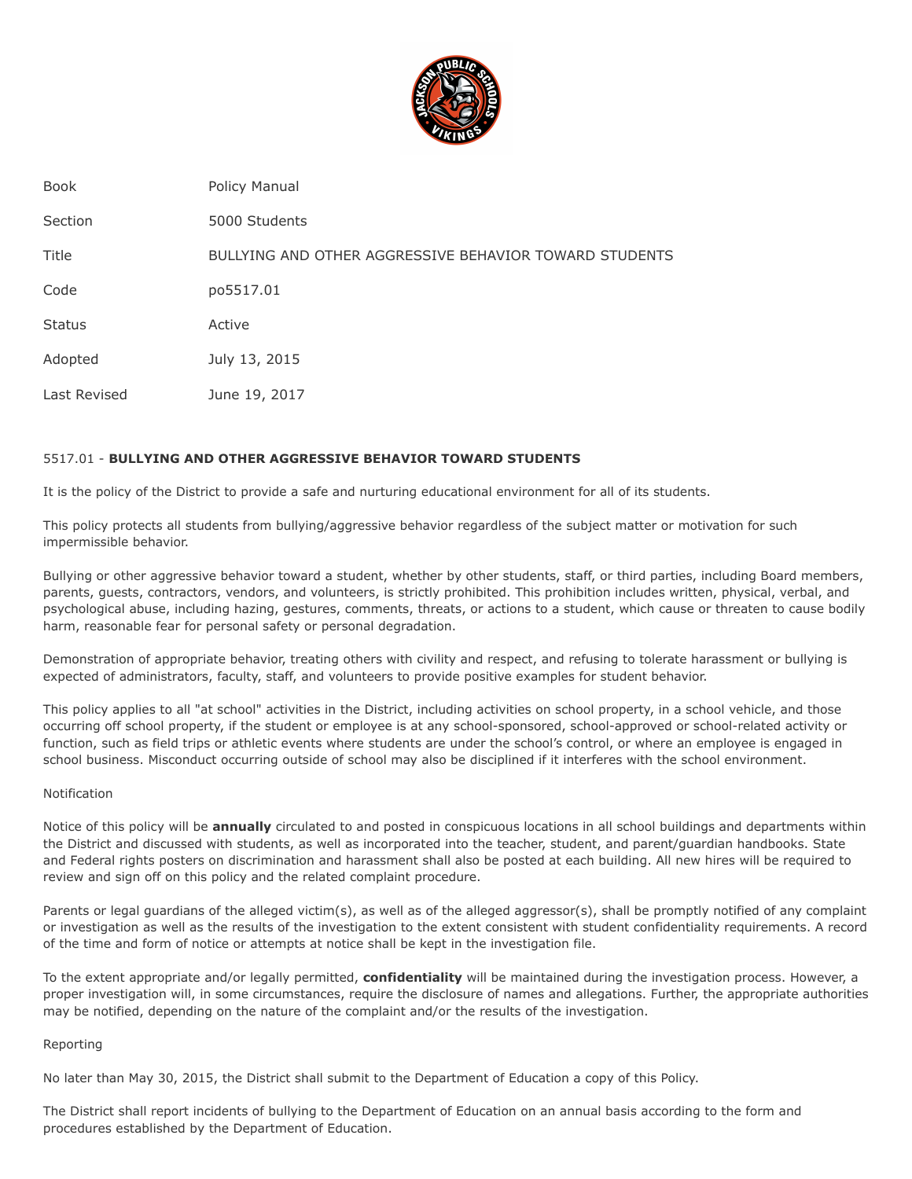| Book | Policy Manual |
| --- | --- |
| Section | 5000 Students |
| Title | BULLYING AND OTHER AGGRESSIVE BEHAVIOR TOWARD STUDENTS |
| Code | po5517.01 |
| Status | Active |
| Adopted | July 13, 2015 |
| Last Revised | June 19, 2017 |

5517.01 - **BULLYING AND OTHER AGGRESSIVE BEHAVIOR TOWARD STUDENTS**

It is the policy of the District to provide a safe and nurturing educational environment for all of its students.

This policy protects all students from bullying/aggressive behavior regardless of the subject matter or motivation for such impermissible behavior.

Bullying or other aggressive behavior toward a student, whether by other students, staff, or third parties, including Board members, parents, guests, contractors, vendors, and volunteers, is strictly prohibited. This prohibition includes written, physical, verbal, and psychological abuse, including hazing, gestures, comments, threats, or actions to a student, which cause or threaten to cause bodily harm, reasonable fear for personal safety or personal degradation.

Demonstration of appropriate behavior, treating others with civility and respect, and refusing to tolerate harassment or bullying is expected of administrators, faculty, staff, and volunteers to provide positive examples for student behavior.

This policy applies to all "at school" activities in the District, including activities on school property, in a school vehicle, and those occurring off school property, if the student or employee is at any school-sponsored, school-approved or school-related activity or function, such as field trips or athletic events where students are under the school's control, or where an employee is engaged in school business. Misconduct occurring outside of school may also be disciplined if it interferes with the school environment.

Notification

Notice of this policy will be **annually** circulated to and posted in conspicuous locations in all school buildings and departments within the District and discussed with students, as well as incorporated into the teacher, student, and parent/guardian handbooks. State and Federal rights posters on discrimination and harassment shall also be posted at each building. All new hires will be required to review and sign off on this policy and the related complaint procedure.

Parents or legal guardians of the alleged victim(s), as well as of the alleged aggressor(s), shall be promptly notified of any complaint or investigation as well as the results of the investigation to the extent consistent with student confidentiality requirements. A record of the time and form of notice or attempts at notice shall be kept in the investigation file.

To the extent appropriate and/or legally permitted, **confidentiality** will be maintained during the investigation process. However, a proper investigation will, in some circumstances, require the disclosure of names and allegations. Further, the appropriate authorities may be notified, depending on the nature of the complaint and/or the results of the investigation.

Reporting

No later than May 30, 2015, the District shall submit to the Department of Education a copy of this Policy.

The District shall report incidents of bullying to the Department of Education on an annual basis according to the form and procedures established by the Department of Education.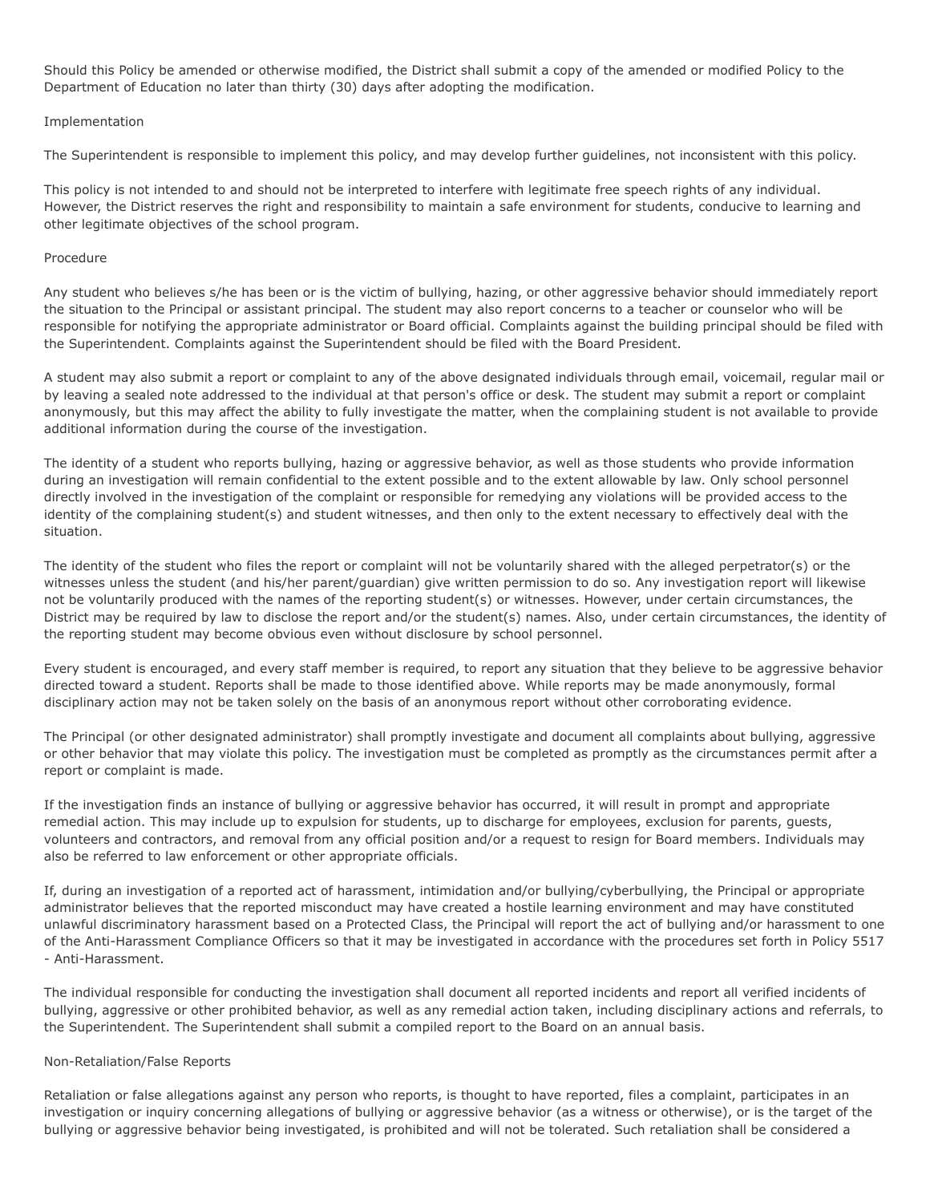Should this Policy be amended or otherwise modified, the District shall submit a copy of the amended or modified Policy to the Department of Education no later than thirty (30) days after adopting the modification.

## Implementation

The Superintendent is responsible to implement this policy, and may develop further guidelines, not inconsistent with this policy.

This policy is not intended to and should not be interpreted to interfere with legitimate free speech rights of any individual. However, the District reserves the right and responsibility to maintain a safe environment for students, conducive to learning and other legitimate objectives of the school program.

## Procedure

Any student who believes s/he has been or is the victim of bullying, hazing, or other aggressive behavior should immediately report the situation to the Principal or assistant principal. The student may also report concerns to a teacher or counselor who will be responsible for notifying the appropriate administrator or Board official. Complaints against the building principal should be filed with the Superintendent. Complaints against the Superintendent should be filed with the Board President.

A student may also submit a report or complaint to any of the above designated individuals through email, voicemail, regular mail or by leaving a sealed note addressed to the individual at that person's office or desk. The student may submit a report or complaint anonymously, but this may affect the ability to fully investigate the matter, when the complaining student is not available to provide additional information during the course of the investigation.

The identity of a student who reports bullying, hazing or aggressive behavior, as well as those students who provide information during an investigation will remain confidential to the extent possible and to the extent allowable by law. Only school personnel directly involved in the investigation of the complaint or responsible for remedying any violations will be provided access to the identity of the complaining student(s) and student witnesses, and then only to the extent necessary to effectively deal with the situation.

The identity of the student who files the report or complaint will not be voluntarily shared with the alleged perpetrator(s) or the witnesses unless the student (and his/her parent/guardian) give written permission to do so. Any investigation report will likewise not be voluntarily produced with the names of the reporting student(s) or witnesses. However, under certain circumstances, the District may be required by law to disclose the report and/or the student(s) names. Also, under certain circumstances, the identity of the reporting student may become obvious even without disclosure by school personnel.

Every student is encouraged, and every staff member is required, to report any situation that they believe to be aggressive behavior directed toward a student. Reports shall be made to those identified above. While reports may be made anonymously, formal disciplinary action may not be taken solely on the basis of an anonymous report without other corroborating evidence.

The Principal (or other designated administrator) shall promptly investigate and document all complaints about bullying, aggressive or other behavior that may violate this policy. The investigation must be completed as promptly as the circumstances permit after a report or complaint is made.

If the investigation finds an instance of bullying or aggressive behavior has occurred, it will result in prompt and appropriate remedial action. This may include up to expulsion for students, up to discharge for employees, exclusion for parents, guests, volunteers and contractors, and removal from any official position and/or a request to resign for Board members. Individuals may also be referred to law enforcement or other appropriate officials.

If, during an investigation of a reported act of harassment, intimidation and/or bullying/cyberbullying, the Principal or appropriate administrator believes that the reported misconduct may have created a hostile learning environment and may have constituted unlawful discriminatory harassment based on a Protected Class, the Principal will report the act of bullying and/or harassment to one of the Anti-Harassment Compliance Officers so that it may be investigated in accordance with the procedures set forth in Policy 5517 - Anti-Harassment.

The individual responsible for conducting the investigation shall document all reported incidents and report all verified incidents of bullying, aggressive or other prohibited behavior, as well as any remedial action taken, including disciplinary actions and referrals, to the Superintendent. The Superintendent shall submit a compiled report to the Board on an annual basis.

## Non-Retaliation/False Reports

Retaliation or false allegations against any person who reports, is thought to have reported, files a complaint, participates in an investigation or inquiry concerning allegations of bullying or aggressive behavior (as a witness or otherwise), or is the target of the bullying or aggressive behavior being investigated, is prohibited and will not be tolerated. Such retaliation shall be considered a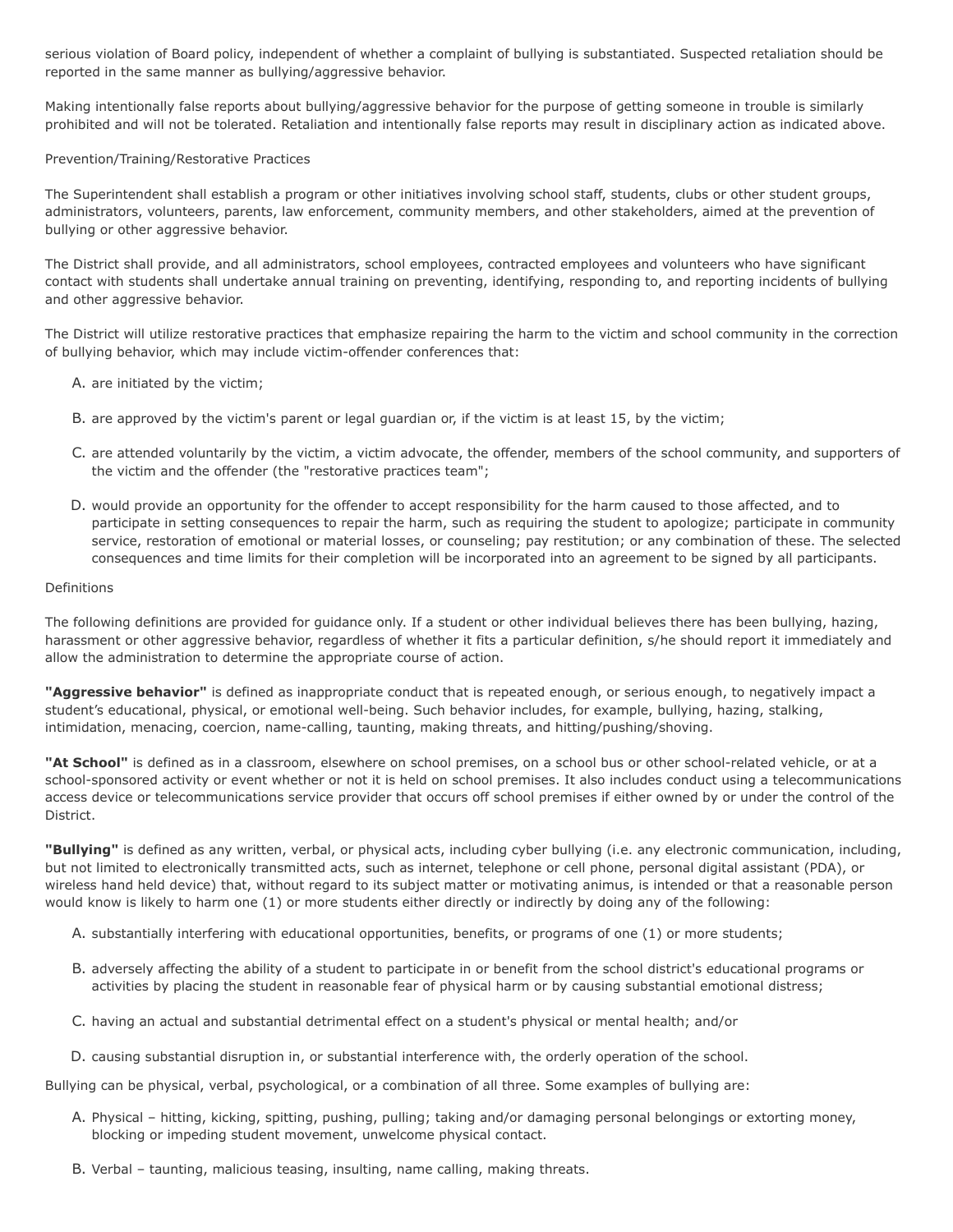serious violation of Board policy, independent of whether a complaint of bullying is substantiated. Suspected retaliation should be reported in the same manner as bullying/aggressive behavior.

Making intentionally false reports about bullying/aggressive behavior for the purpose of getting someone in trouble is similarly prohibited and will not be tolerated. Retaliation and intentionally false reports may result in disciplinary action as indicated above.

Prevention/Training/Restorative Practices

The Superintendent shall establish a program or other initiatives involving school staff, students, clubs or other student groups, administrators, volunteers, parents, law enforcement, community members, and other stakeholders, aimed at the prevention of bullying or other aggressive behavior.

The District shall provide, and all administrators, school employees, contracted employees and volunteers who have significant contact with students shall undertake annual training on preventing, identifying, responding to, and reporting incidents of bullying and other aggressive behavior.

The District will utilize restorative practices that emphasize repairing the harm to the victim and school community in the correction of bullying behavior, which may include victim-offender conferences that:

A. are initiated by the victim;

B. are approved by the victim's parent or legal guardian or, if the victim is at least 15, by the victim;

C. are attended voluntarily by the victim, a victim advocate, the offender, members of the school community, and supporters of the victim and the offender (the "restorative practices team";

D. would provide an opportunity for the offender to accept responsibility for the harm caused to those affected, and to participate in setting consequences to repair the harm, such as requiring the student to apologize; participate in community service, restoration of emotional or material losses, or counseling; pay restitution; or any combination of these. The selected consequences and time limits for their completion will be incorporated into an agreement to be signed by all participants.

Definitions

The following definitions are provided for guidance only. If a student or other individual believes there has been bullying, hazing, harassment or other aggressive behavior, regardless of whether it fits a particular definition, s/he should report it immediately and allow the administration to determine the appropriate course of action.

**"Aggressive behavior"** is defined as inappropriate conduct that is repeated enough, or serious enough, to negatively impact a student's educational, physical, or emotional well-being. Such behavior includes, for example, bullying, hazing, stalking, intimidation, menacing, coercion, name-calling, taunting, making threats, and hitting/pushing/shoving.

**"At School"** is defined as in a classroom, elsewhere on school premises, on a school bus or other school-related vehicle, or at a school-sponsored activity or event whether or not it is held on school premises. It also includes conduct using a telecommunications access device or telecommunications service provider that occurs off school premises if either owned by or under the control of the District.

**"Bullying"** is defined as any written, verbal, or physical acts, including cyber bullying (i.e. any electronic communication, including, but not limited to electronically transmitted acts, such as internet, telephone or cell phone, personal digital assistant (PDA), or wireless hand held device) that, without regard to its subject matter or motivating animus, is intended or that a reasonable person would know is likely to harm one (1) or more students either directly or indirectly by doing any of the following:

A. substantially interfering with educational opportunities, benefits, or programs of one (1) or more students;

B. adversely affecting the ability of a student to participate in or benefit from the school district's educational programs or activities by placing the student in reasonable fear of physical harm or by causing substantial emotional distress;

C. having an actual and substantial detrimental effect on a student's physical or mental health; and/or

D. causing substantial disruption in, or substantial interference with, the orderly operation of the school.

Bullying can be physical, verbal, psychological, or a combination of all three. Some examples of bullying are:

A. Physical – hitting, kicking, spitting, pushing, pulling; taking and/or damaging personal belongings or extorting money, blocking or impeding student movement, unwelcome physical contact.

B. Verbal – taunting, malicious teasing, insulting, name calling, making threats.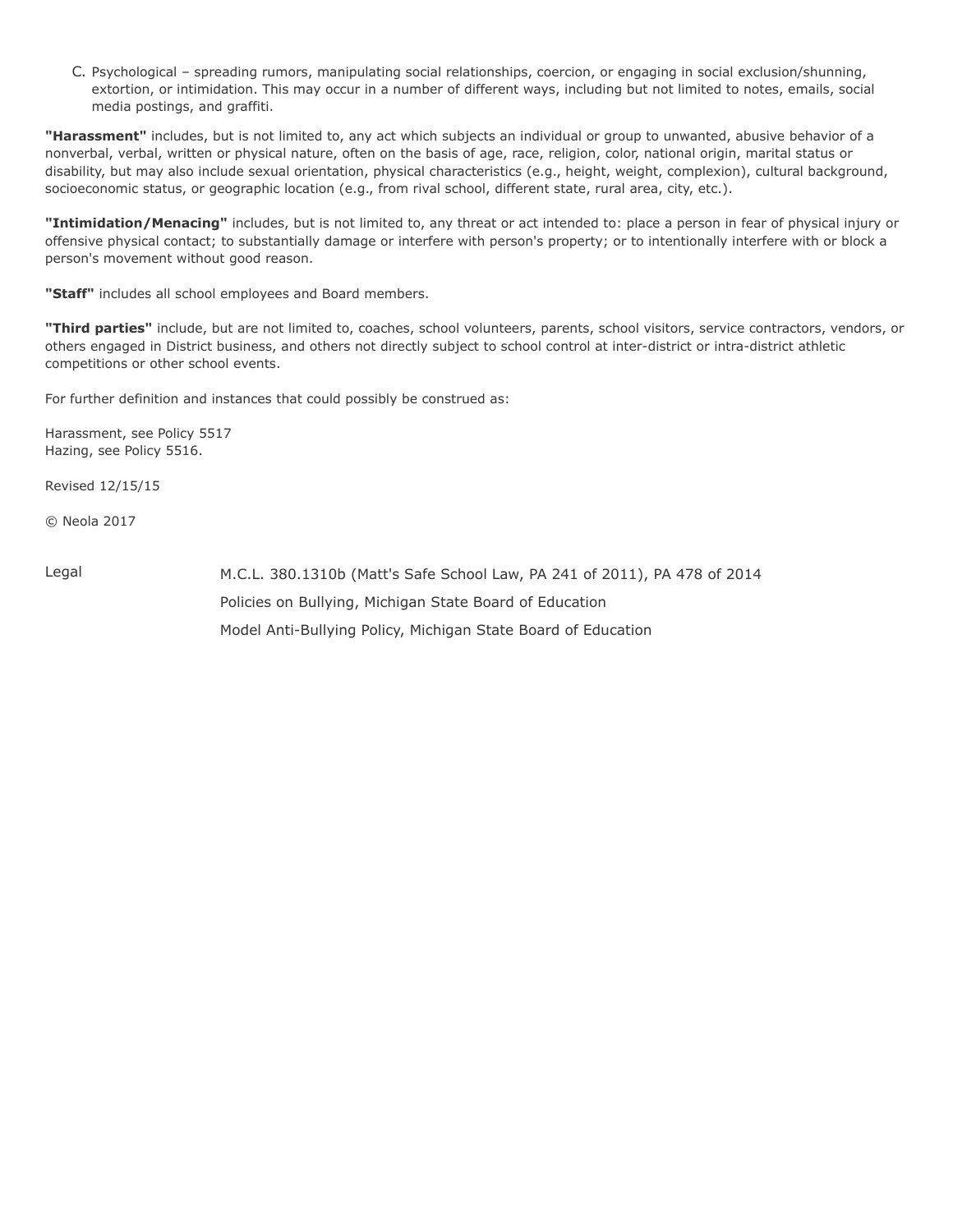C. Psychological – spreading rumors, manipulating social relationships, coercion, or engaging in social exclusion/shunning, extortion, or intimidation. This may occur in a number of different ways, including but not limited to notes, emails, social media postings, and graffiti.

**"Harassment"** includes, but is not limited to, any act which subjects an individual or group to unwanted, abusive behavior of a nonverbal, verbal, written or physical nature, often on the basis of age, race, religion, color, national origin, marital status or disability, but may also include sexual orientation, physical characteristics (e.g., height, weight, complexion), cultural background, socioeconomic status, or geographic location (e.g., from rival school, different state, rural area, city, etc.).

**"Intimidation/Menacing"** includes, but is not limited to, any threat or act intended to: place a person in fear of physical injury or offensive physical contact; to substantially damage or interfere with person's property; or to intentionally interfere with or block a person's movement without good reason.

**"Staff"** includes all school employees and Board members.

**"Third parties"** include, but are not limited to, coaches, school volunteers, parents, school visitors, service contractors, vendors, or others engaged in District business, and others not directly subject to school control at inter-district or intra-district athletic competitions or other school events.

For further definition and instances that could possibly be construed as:

Harassment, see Policy 5517
Hazing, see Policy 5516.

Revised 12/15/15

© Neola 2017

Legal

M.C.L. 380.1310b (Matt's Safe School Law, PA 241 of 2011), PA 478 of 2014

Policies on Bullying, Michigan State Board of Education

Model Anti-Bullying Policy, Michigan State Board of Education